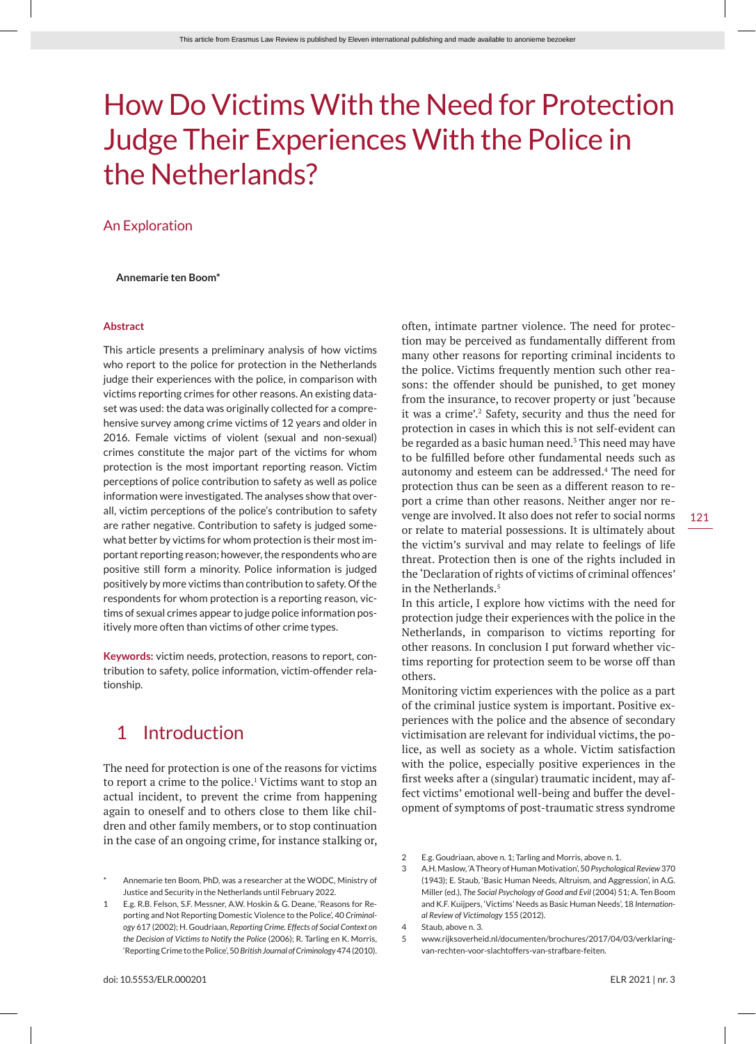# How Do Victims With the Need for Protection Judge Their Experiences With the Police in the Netherlands?

## An Exploration

**Annemarie ten Boom***

**Abstract**

This article presents a preliminary analysis of how victims who report to the police for protection in the Netherlands judge their experiences with the police, in comparison with victims reporting crimes for other reasons. An existing dataset was used: the data was originally collected for a comprehensive survey among crime victims of 12 years and older in 2016. Female victims of violent (sexual and non-sexual) crimes constitute the major part of the victims for whom protection is the most important reporting reason. Victim perceptions of police contribution to safety as well as police information were investigated. The analyses show that overall, victim perceptions of the police's contribution to safety are rather negative. Contribution to safety is judged somewhat better by victims for whom protection is their most important reporting reason; however, the respondents who are positive still form a minority. Police information is judged positively by more victims than contribution to safety. Of the respondents for whom protection is a reporting reason, victims of sexual crimes appear to judge police information positively more often than victims of other crime types.

**Keywords:** victim needs, protection, reasons to report, contribution to safety, police information, victim-offender relationship.

## 1 Introduction

The need for protection is one of the reasons for victims to report a crime to the police.[1] Victims want to stop an actual incident, to prevent the crime from happening again to oneself and to others close to them like children and other family members, or to stop continuation in the case of an ongoing crime, for instance stalking or, often, intimate partner violence. The need for protection may be perceived as fundamentally different from many other reasons for reporting criminal incidents to the police. Victims frequently mention such other reasons: the offender should be punished, to get money from the insurance, to recover property or just 'because it was a crime'.[2] Safety, security and thus the need for protection in cases in which this is not self-evident can be regarded as a basic human need.[3] This need may have to be fulfilled before other fundamental needs such as autonomy and esteem can be addressed.[4] The need for protection thus can be seen as a different reason to report a crime than other reasons. Neither anger nor revenge are involved. It also does not refer to social norms or relate to material possessions. It is ultimately about the victim's survival and may relate to feelings of life threat. Protection then is one of the rights included in the 'Declaration of rights of victims of criminal offences' in the Netherlands.[5]

In this article, I explore how victims with the need for protection judge their experiences with the police in the Netherlands, in comparison to victims reporting for other reasons. In conclusion I put forward whether victims reporting for protection seem to be worse off than others.

Monitoring victim experiences with the police as a part of the criminal justice system is important. Positive experiences with the police and the absence of secondary victimisation are relevant for individual victims, the police, as well as society as a whole. Victim satisfaction with the police, especially positive experiences in the first weeks after a (singular) traumatic incident, may affect victims' emotional well-being and buffer the development of symptoms of post-traumatic stress syndrome

---

\* Annemarie ten Boom, PhD, was a researcher at the WODC, Ministry of Justice and Security in the Netherlands until February 2022.

1 E.g. R.B. Felson, S.F. Messner, A.W. Hoskin & G. Deane, 'Reasons for Reporting and Not Reporting Domestic Violence to the Police', 40 *Criminology* 617 (2002); H. Goudriaan, *Reporting Crime. Effects of Social Context on the Decision of Victims to Notify the Police* (2006); R. Tarling en K. Morris, 'Reporting Crime to the Police', 50 *British Journal of Criminology* 474 (2010).

2 E.g. Goudriaan, above n. 1; Tarling and Morris, above n. 1.

3 A.H. Maslow, 'A Theory of Human Motivation', 50 *Psychological Review* 370 (1943); E. Staub, 'Basic Human Needs, Altruism, and Aggression', in A.G. Miller (ed.), *The Social Psychology of Good and Evil* (2004) 51; A. Ten Boom and K.F. Kuijpers, 'Victims' Needs as Basic Human Needs', 18 *International Review of Victimology* 155 (2012).

4 Staub, above n. 3.

5 www.rijksoverheid.nl/documenten/brochures/2017/04/03/verklaring-van-rechten-voor-slachtoffers-van-strafbare-feiten.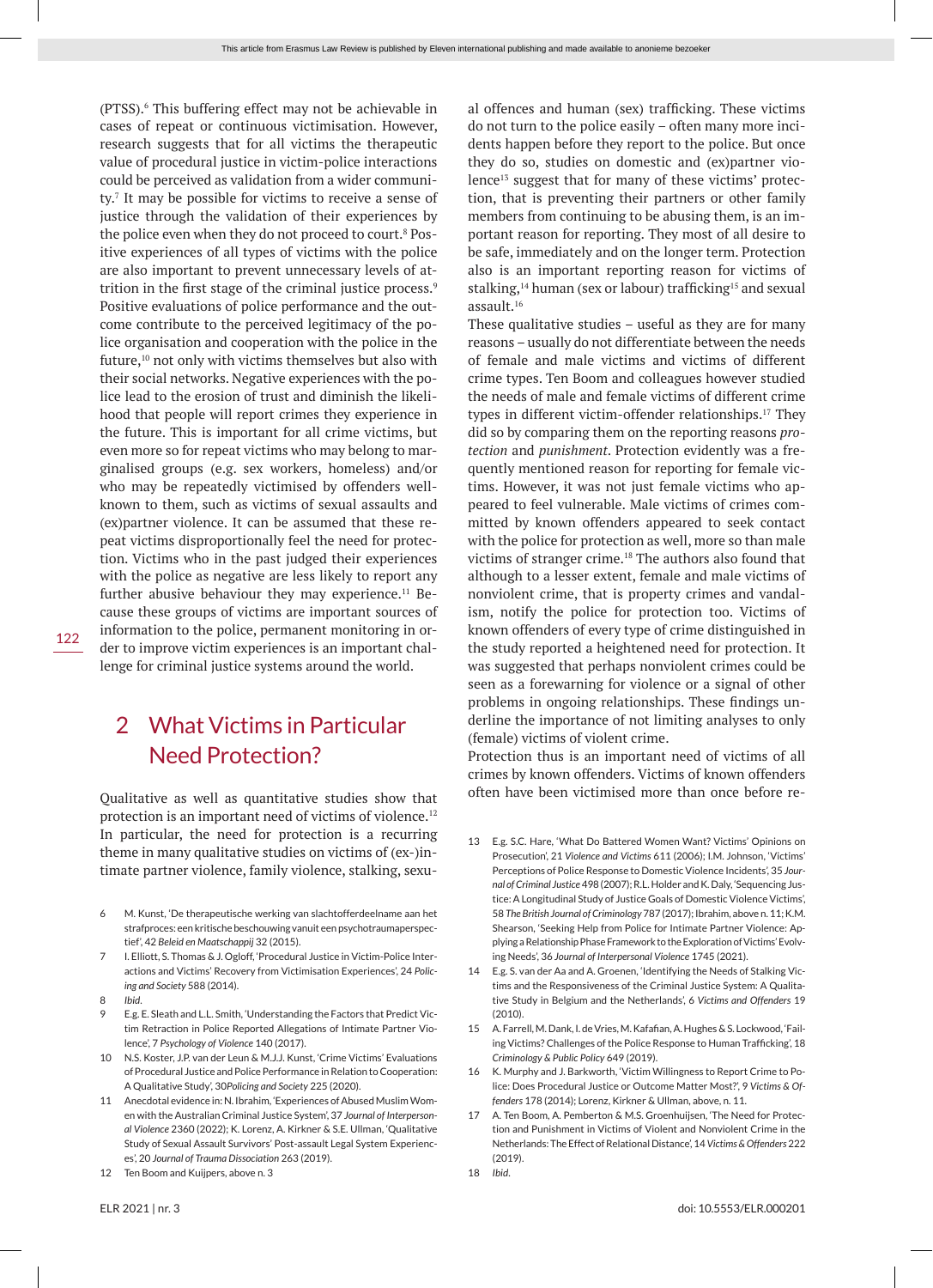(PTSS).[6] This buffering effect may not be achievable in cases of repeat or continuous victimisation. However, research suggests that for all victims the therapeutic value of procedural justice in victim-police interactions could be perceived as validation from a wider community.[7] It may be possible for victims to receive a sense of justice through the validation of their experiences by the police even when they do not proceed to court.[8] Positive experiences of all types of victims with the police are also important to prevent unnecessary levels of attrition in the first stage of the criminal justice process.[9] Positive evaluations of police performance and the outcome contribute to the perceived legitimacy of the police organisation and cooperation with the police in the future,[10] not only with victims themselves but also with their social networks. Negative experiences with the police lead to the erosion of trust and diminish the likelihood that people will report crimes they experience in the future. This is important for all crime victims, but even more so for repeat victims who may belong to marginalised groups (e.g. sex workers, homeless) and/or who may be repeatedly victimised by offenders well-known to them, such as victims of sexual assaults and (ex)partner violence. It can be assumed that these repeat victims disproportionally feel the need for protection. Victims who in the past judged their experiences with the police as negative are less likely to report any further abusive behaviour they may experience.[11] Because these groups of victims are important sources of information to the police, permanent monitoring in order to improve victim experiences is an important challenge for criminal justice systems around the world.

## 2 What Victims in Particular Need Protection?

Qualitative as well as quantitative studies show that protection is an important need of victims of violence.[12] In particular, the need for protection is a recurring theme in many qualitative studies on victims of (ex-)intimate partner violence, family violence, stalking, sexual offences and human (sex) trafficking. These victims do not turn to the police easily – often many more incidents happen before they report to the police. But once they do so, studies on domestic and (ex)partner violence[13] suggest that for many of these victims' protection, that is preventing their partners or other family members from continuing to be abusing them, is an important reason for reporting. They most of all desire to be safe, immediately and on the longer term. Protection also is an important reporting reason for victims of stalking,[14] human (sex or labour) trafficking[15] and sexual assault.[16]

These qualitative studies – useful as they are for many reasons – usually do not differentiate between the needs of female and male victims and victims of different crime types. Ten Boom and colleagues however studied the needs of male and female victims of different crime types in different victim-offender relationships.[17] They did so by comparing them on the reporting reasons *protection* and *punishment*. Protection evidently was a frequently mentioned reason for reporting for female victims. However, it was not just female victims who appeared to feel vulnerable. Male victims of crimes committed by known offenders appeared to seek contact with the police for protection as well, more so than male victims of stranger crime.[18] The authors also found that although to a lesser extent, female and male victims of nonviolent crime, that is property crimes and vandalism, notify the police for protection too. Victims of known offenders of every type of crime distinguished in the study reported a heightened need for protection. It was suggested that perhaps nonviolent crimes could be seen as a forewarning for violence or a signal of other problems in ongoing relationships. These findings underline the importance of not limiting analyses to only (female) victims of violent crime.

Protection thus is an important need of victims of all crimes by known offenders. Victims of known offenders often have been victimised more than once before re-

6 M. Kunst, 'De therapeutische werking van slachtofferdeelname aan het strafproces: een kritische beschouwing vanuit een psychotraumaperspectief', 42 *Beleid en Maatschappij* 32 (2015).

7 I. Elliott, S. Thomas & J. Ogloff, 'Procedural Justice in Victim-Police Interactions and Victims' Recovery from Victimisation Experiences', 24 *Policing and Society* 588 (2014).

8 *Ibid*.

9 E.g. E. Sleath and L.L. Smith, 'Understanding the Factors that Predict Victim Retraction in Police Reported Allegations of Intimate Partner Violence', 7 *Psychology of Violence* 140 (2017).

10 N.S. Koster, J.P. van der Leun & M.J.J. Kunst, 'Crime Victims' Evaluations of Procedural Justice and Police Performance in Relation to Cooperation: A Qualitative Study', 30*Policing and Society* 225 (2020).

11 Anecdotal evidence in: N. Ibrahim, 'Experiences of Abused Muslim Women with the Australian Criminal Justice System', 37 *Journal of Interpersonal Violence* 2360 (2022); K. Lorenz, A. Kirkner & S.E. Ullman, 'Qualitative Study of Sexual Assault Survivors' Post-assault Legal System Experiences', 20 *Journal of Trauma Dissociation* 263 (2019).

12 Ten Boom and Kuijpers, above n. 3

13 E.g. S.C. Hare, 'What Do Battered Women Want? Victims' Opinions on Prosecution', 21 *Violence and Victims* 611 (2006); I.M. Johnson, 'Victims' Perceptions of Police Response to Domestic Violence Incidents', 35 *Journal of Criminal Justice* 498 (2007); R.L. Holder and K. Daly, 'Sequencing Justice: A Longitudinal Study of Justice Goals of Domestic Violence Victims', 58 *The British Journal of Criminology* 787 (2017); Ibrahim, above n. 11; K.M. Shearson, 'Seeking Help from Police for Intimate Partner Violence: Applying a Relationship Phase Framework to the Exploration of Victims' Evolving Needs', 36 *Journal of Interpersonal Violence* 1745 (2021).

14 E.g. S. van der Aa and A. Groenen, 'Identifying the Needs of Stalking Victims and the Responsiveness of the Criminal Justice System: A Qualitative Study in Belgium and the Netherlands', 6 *Victims and Offenders* 19 (2010).

15 A. Farrell, M. Dank, I. de Vries, M. Kafafian, A. Hughes & S. Lockwood, 'Failing Victims? Challenges of the Police Response to Human Trafficking', 18 *Criminology & Public Policy* 649 (2019).

16 K. Murphy and J. Barkworth, 'Victim Willingness to Report Crime to Police: Does Procedural Justice or Outcome Matter Most?', 9 *Victims & Offenders* 178 (2014); Lorenz, Kirkner & Ullman, above, n. 11.

17 A. Ten Boom, A. Pemberton & M.S. Groenhuijsen, 'The Need for Protection and Punishment in Victims of Violent and Nonviolent Crime in the Netherlands: The Effect of Relational Distance', 14 *Victims & Offenders* 222 (2019).

18 *Ibid*.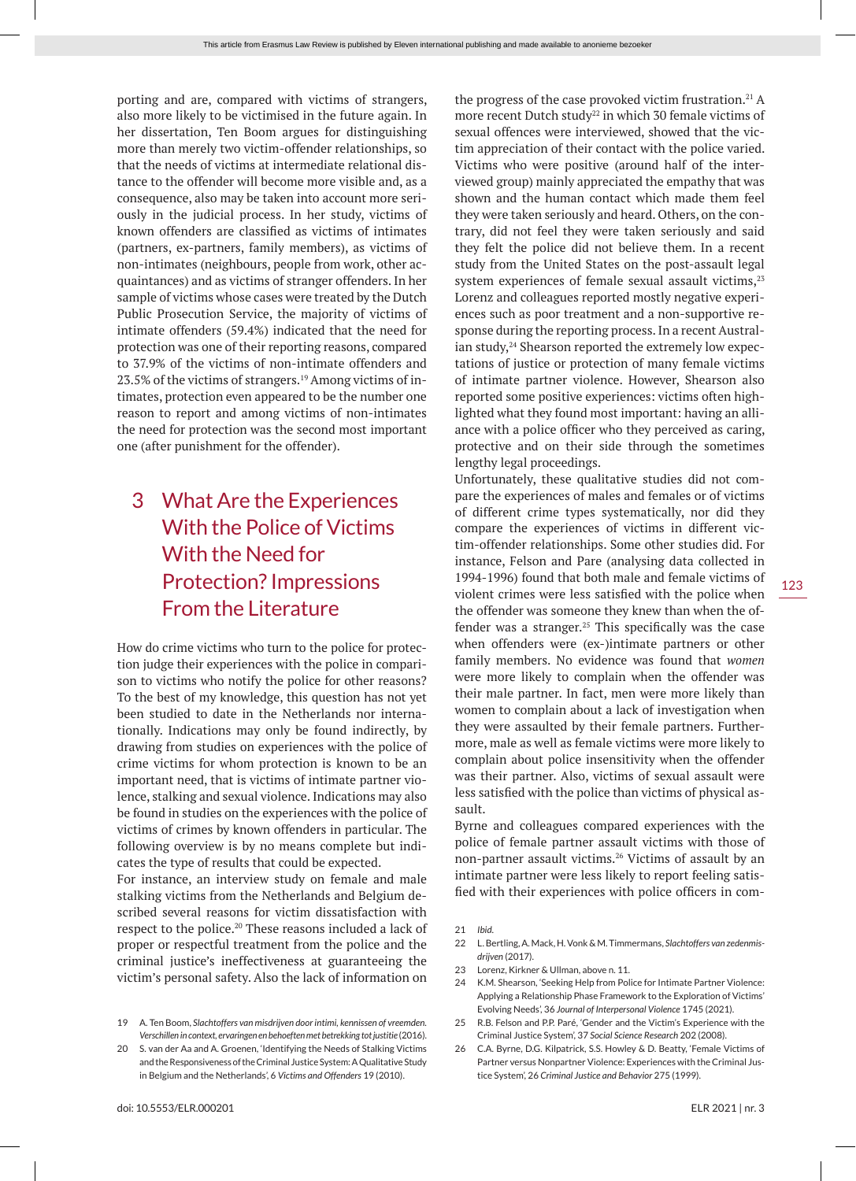porting and are, compared with victims of strangers, also more likely to be victimised in the future again. In her dissertation, Ten Boom argues for distinguishing more than merely two victim-offender relationships, so that the needs of victims at intermediate relational distance to the offender will become more visible and, as a consequence, also may be taken into account more seriously in the judicial process. In her study, victims of known offenders are classified as victims of intimates (partners, ex-partners, family members), as victims of non-intimates (neighbours, people from work, other acquaintances) and as victims of stranger offenders. In her sample of victims whose cases were treated by the Dutch Public Prosecution Service, the majority of victims of intimate offenders (59.4%) indicated that the need for protection was one of their reporting reasons, compared to 37.9% of the victims of non-intimate offenders and 23.5% of the victims of strangers.[19] Among victims of intimates, protection even appeared to be the number one reason to report and among victims of non-intimates the need for protection was the second most important one (after punishment for the offender).

## 3 What Are the Experiences With the Police of Victims With the Need for Protection? Impressions From the Literature

How do crime victims who turn to the police for protection judge their experiences with the police in comparison to victims who notify the police for other reasons? To the best of my knowledge, this question has not yet been studied to date in the Netherlands nor internationally. Indications may only be found indirectly, by drawing from studies on experiences with the police of crime victims for whom protection is known to be an important need, that is victims of intimate partner violence, stalking and sexual violence. Indications may also be found in studies on the experiences with the police of victims of crimes by known offenders in particular. The following overview is by no means complete but indicates the type of results that could be expected.

For instance, an interview study on female and male stalking victims from the Netherlands and Belgium described several reasons for victim dissatisfaction with respect to the police.[20] These reasons included a lack of proper or respectful treatment from the police and the criminal justice's ineffectiveness at guaranteeing the victim's personal safety. Also the lack of information on the progress of the case provoked victim frustration.[21] A more recent Dutch study[22] in which 30 female victims of sexual offences were interviewed, showed that the victim appreciation of their contact with the police varied. Victims who were positive (around half of the interviewed group) mainly appreciated the empathy that was shown and the human contact which made them feel they were taken seriously and heard. Others, on the contrary, did not feel they were taken seriously and said they felt the police did not believe them. In a recent study from the United States on the post-assault legal system experiences of female sexual assault victims,[23] Lorenz and colleagues reported mostly negative experiences such as poor treatment and a non-supportive response during the reporting process. In a recent Australian study,[24] Shearson reported the extremely low expectations of justice or protection of many female victims of intimate partner violence. However, Shearson also reported some positive experiences: victims often highlighted what they found most important: having an alliance with a police officer who they perceived as caring, protective and on their side through the sometimes lengthy legal proceedings.

Unfortunately, these qualitative studies did not compare the experiences of males and females or of victims of different crime types systematically, nor did they compare the experiences of victims in different victim-offender relationships. Some other studies did. For instance, Felson and Pare (analysing data collected in 1994-1996) found that both male and female victims of violent crimes were less satisfied with the police when the offender was someone they knew than when the offender was a stranger.[25] This specifically was the case when offenders were (ex-)intimate partners or other family members. No evidence was found that *women* were more likely to complain when the offender was their male partner. In fact, men were more likely than women to complain about a lack of investigation when they were assaulted by their female partners. Furthermore, male as well as female victims were more likely to complain about police insensitivity when the offender was their partner. Also, victims of sexual assault were less satisfied with the police than victims of physical assault.

Byrne and colleagues compared experiences with the police of female partner assault victims with those of non-partner assault victims.[26] Victims of assault by an intimate partner were less likely to report feeling satisfied with their experiences with police officers in com-

---

19 A. Ten Boom, *Slachtoffers van misdrijven door intimi, kennissen of vreemden. Verschillen in context, ervaringen en behoeften met betrekking tot justitie* (2016).

20 S. van der Aa and A. Groenen, 'Identifying the Needs of Stalking Victims and the Responsiveness of the Criminal Justice System: A Qualitative Study in Belgium and the Netherlands', 6 *Victims and Offenders* 19 (2010).

21 *Ibid.*

22 L. Bertling, A. Mack, H. Vonk & M. Timmermans, *Slachtoffers van zedenmisdrijven* (2017).

23 Lorenz, Kirkner & Ullman, above n. 11.

24 K.M. Shearson, 'Seeking Help from Police for Intimate Partner Violence: Applying a Relationship Phase Framework to the Exploration of Victims' Evolving Needs', 36 *Journal of Interpersonal Violence* 1745 (2021).

25 R.B. Felson and P.P. Paré, 'Gender and the Victim's Experience with the Criminal Justice System', 37 *Social Science Research* 202 (2008).

26 C.A. Byrne, D.G. Kilpatrick, S.S. Howley & D. Beatty, 'Female Victims of Partner versus Nonpartner Violence: Experiences with the Criminal Justice System', 26 *Criminal Justice and Behavior* 275 (1999).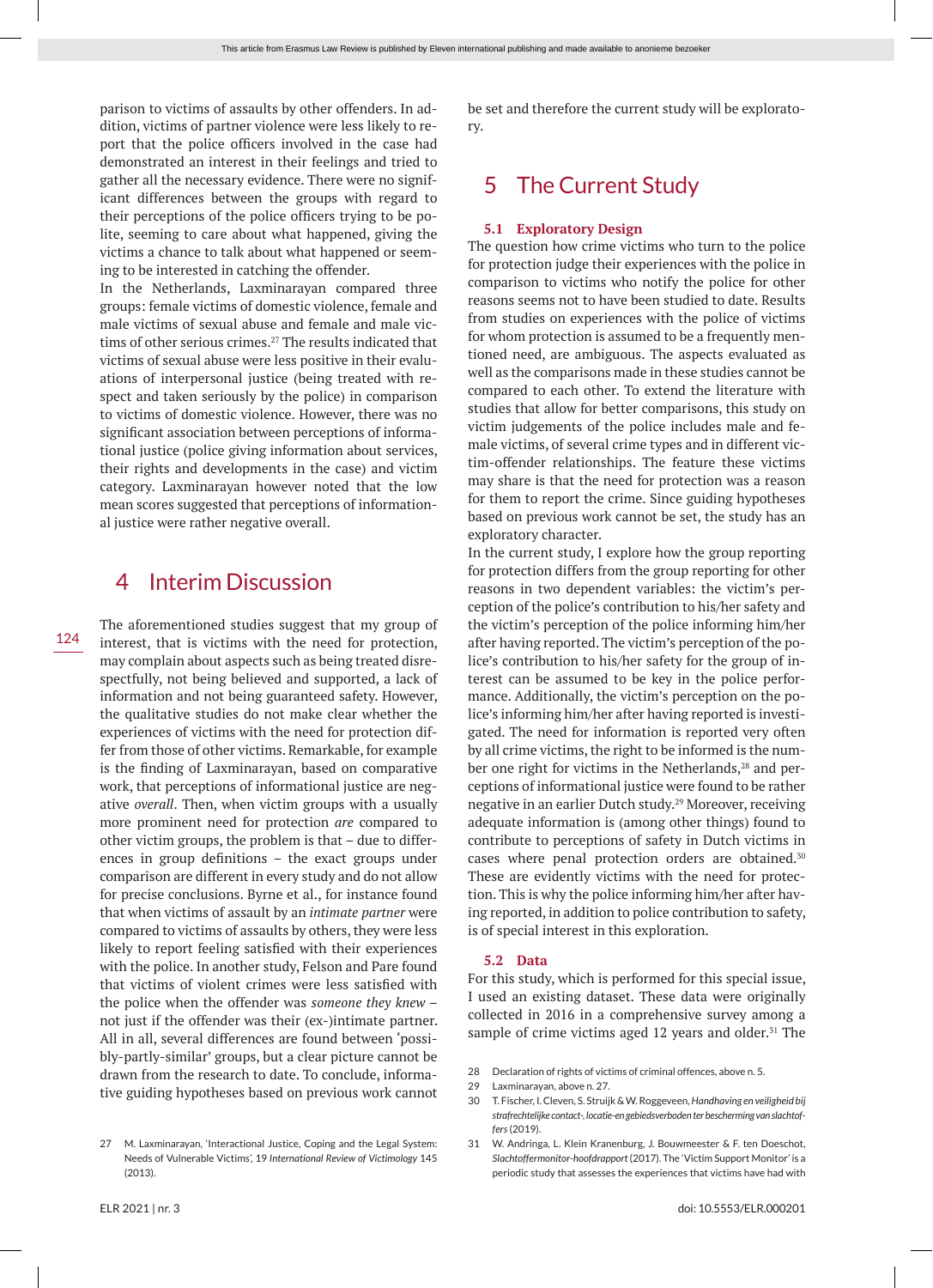parison to victims of assaults by other offenders. In addition, victims of partner violence were less likely to report that the police officers involved in the case had demonstrated an interest in their feelings and tried to gather all the necessary evidence. There were no significant differences between the groups with regard to their perceptions of the police officers trying to be polite, seeming to care about what happened, giving the victims a chance to talk about what happened or seeming to be interested in catching the offender.

In the Netherlands, Laxminarayan compared three groups: female victims of domestic violence, female and male victims of sexual abuse and female and male victims of other serious crimes.[27] The results indicated that victims of sexual abuse were less positive in their evaluations of interpersonal justice (being treated with respect and taken seriously by the police) in comparison to victims of domestic violence. However, there was no significant association between perceptions of informational justice (police giving information about services, their rights and developments in the case) and victim category. Laxminarayan however noted that the low mean scores suggested that perceptions of informational justice were rather negative overall.

# 4 Interim Discussion

The aforementioned studies suggest that my group of interest, that is victims with the need for protection, may complain about aspects such as being treated disrespectfully, not being believed and supported, a lack of information and not being guaranteed safety. However, the qualitative studies do not make clear whether the experiences of victims with the need for protection differ from those of other victims. Remarkable, for example is the finding of Laxminarayan, based on comparative work, that perceptions of informational justice are negative *overall*. Then, when victim groups with a usually more prominent need for protection *are* compared to other victim groups, the problem is that – due to differences in group definitions – the exact groups under comparison are different in every study and do not allow for precise conclusions. Byrne et al., for instance found that when victims of assault by an *intimate partner* were compared to victims of assaults by others, they were less likely to report feeling satisfied with their experiences with the police. In another study, Felson and Pare found that victims of violent crimes were less satisfied with the police when the offender was *someone they knew* – not just if the offender was their (ex-)intimate partner. All in all, several differences are found between 'possibly-partly-similar' groups, but a clear picture cannot be drawn from the research to date. To conclude, informative guiding hypotheses based on previous work cannot be set and therefore the current study will be exploratory.

# 5 The Current Study

## 5.1 Exploratory Design

The question how crime victims who turn to the police for protection judge their experiences with the police in comparison to victims who notify the police for other reasons seems not to have been studied to date. Results from studies on experiences with the police of victims for whom protection is assumed to be a frequently mentioned need, are ambiguous. The aspects evaluated as well as the comparisons made in these studies cannot be compared to each other. To extend the literature with studies that allow for better comparisons, this study on victim judgements of the police includes male and female victims, of several crime types and in different victim-offender relationships. The feature these victims may share is that the need for protection was a reason for them to report the crime. Since guiding hypotheses based on previous work cannot be set, the study has an exploratory character.

In the current study, I explore how the group reporting for protection differs from the group reporting for other reasons in two dependent variables: the victim's perception of the police's contribution to his/her safety and the victim's perception of the police informing him/her after having reported. The victim's perception of the police's contribution to his/her safety for the group of interest can be assumed to be key in the police performance. Additionally, the victim's perception on the police's informing him/her after having reported is investigated. The need for information is reported very often by all crime victims, the right to be informed is the number one right for victims in the Netherlands,[28] and perceptions of informational justice were found to be rather negative in an earlier Dutch study.[29] Moreover, receiving adequate information is (among other things) found to contribute to perceptions of safety in Dutch victims in cases where penal protection orders are obtained.[30] These are evidently victims with the need for protection. This is why the police informing him/her after having reported, in addition to police contribution to safety, is of special interest in this exploration.

## 5.2 Data

For this study, which is performed for this special issue, I used an existing dataset. These data were originally collected in 2016 in a comprehensive survey among a sample of crime victims aged 12 years and older.[31] The

---

27 M. Laxminarayan, 'Interactional Justice, Coping and the Legal System: Needs of Vulnerable Victims', 19 *International Review of Victimology* 145 (2013).

28 Declaration of rights of victims of criminal offences, above n. 5.

29 Laxminarayan, above n. 27.

30 T. Fischer, I. Cleven, S. Struijk & W. Roggeveen, *Handhaving en veiligheid bij strafrechtelijke contact-, locatie- en gebiedsverboden ter bescherming van slachtoffers* (2019).

31 W. Andringa, L. Klein Kranenburg, J. Bouwmeester & F. ten Doeschot, *Slachtoffermonitor-hoofdrapport* (2017). The 'Victim Support Monitor' is a periodic study that assesses the experiences that victims have had with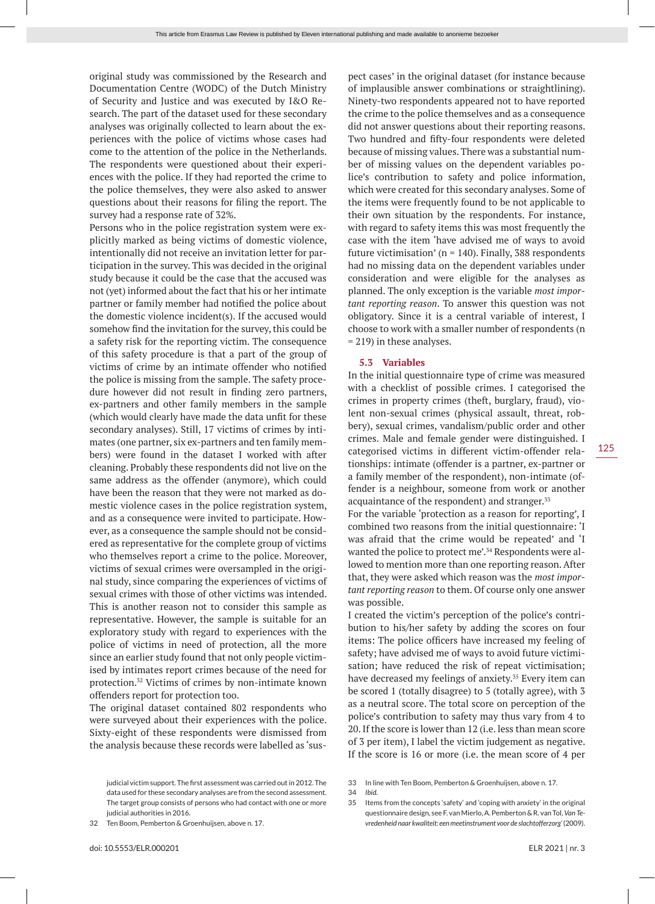original study was commissioned by the Research and Documentation Centre (WODC) of the Dutch Ministry of Security and Justice and was executed by I&O Research. The part of the dataset used for these secondary analyses was originally collected to learn about the experiences with the police of victims whose cases had come to the attention of the police in the Netherlands. The respondents were questioned about their experiences with the police. If they had reported the crime to the police themselves, they were also asked to answer questions about their reasons for filing the report. The survey had a response rate of 32%.

Persons who in the police registration system were explicitly marked as being victims of domestic violence, intentionally did not receive an invitation letter for participation in the survey. This was decided in the original study because it could be the case that the accused was not (yet) informed about the fact that his or her intimate partner or family member had notified the police about the domestic violence incident(s). If the accused would somehow find the invitation for the survey, this could be a safety risk for the reporting victim. The consequence of this safety procedure is that a part of the group of victims of crime by an intimate offender who notified the police is missing from the sample. The safety procedure however did not result in finding zero partners, ex-partners and other family members in the sample (which would clearly have made the data unfit for these secondary analyses). Still, 17 victims of crimes by intimates (one partner, six ex-partners and ten family members) were found in the dataset I worked with after cleaning. Probably these respondents did not live on the same address as the offender (anymore), which could have been the reason that they were not marked as domestic violence cases in the police registration system, and as a consequence were invited to participate. However, as a consequence the sample should not be considered as representative for the complete group of victims who themselves report a crime to the police. Moreover, victims of sexual crimes were oversampled in the original study, since comparing the experiences of victims of sexual crimes with those of other victims was intended. This is another reason not to consider this sample as representative. However, the sample is suitable for an exploratory study with regard to experiences with the police of victims in need of protection, all the more since an earlier study found that not only people victimised by intimates report crimes because of the need for protection.[32] Victims of crimes by non-intimate known offenders report for protection too.

The original dataset contained 802 respondents who were surveyed about their experiences with the police. Sixty-eight of these respondents were dismissed from the analysis because these records were labelled as 'suspect cases' in the original dataset (for instance because of implausible answer combinations or straightlining). Ninety-two respondents appeared not to have reported the crime to the police themselves and as a consequence did not answer questions about their reporting reasons. Two hundred and fifty-four respondents were deleted because of missing values. There was a substantial number of missing values on the dependent variables police's contribution to safety and police information, which were created for this secondary analyses. Some of the items were frequently found to be not applicable to their own situation by the respondents. For instance, with regard to safety items this was most frequently the case with the item 'have advised me of ways to avoid future victimisation' (n = 140). Finally, 388 respondents had no missing data on the dependent variables under consideration and were eligible for the analyses as planned. The only exception is the variable *most important reporting reason*. To answer this question was not obligatory. Since it is a central variable of interest, I choose to work with a smaller number of respondents (n = 219) in these analyses.

### 5.3 Variables

In the initial questionnaire type of crime was measured with a checklist of possible crimes. I categorised the crimes in property crimes (theft, burglary, fraud), violent non-sexual crimes (physical assault, threat, robbery), sexual crimes, vandalism/public order and other crimes. Male and female gender were distinguished. I categorised victims in different victim-offender relationships: intimate (offender is a partner, ex-partner or a family member of the respondent), non-intimate (offender is a neighbour, someone from work or another acquaintance of the respondent) and stranger.[33]

For the variable 'protection as a reason for reporting', I combined two reasons from the initial questionnaire: 'I was afraid that the crime would be repeated' and 'I wanted the police to protect me'.[34] Respondents were allowed to mention more than one reporting reason. After that, they were asked which reason was the *most important reporting reason* to them. Of course only one answer was possible.

I created the victim's perception of the police's contribution to his/her safety by adding the scores on four items: The police officers have increased my feeling of safety; have advised me of ways to avoid future victimisation; have reduced the risk of repeat victimisation; have decreased my feelings of anxiety.[35] Every item can be scored 1 (totally disagree) to 5 (totally agree), with 3 as a neutral score. The total score on perception of the police's contribution to safety may thus vary from 4 to 20. If the score is lower than 12 (i.e. less than mean score of 3 per item), I label the victim judgement as negative. If the score is 16 or more (i.e. the mean score of 4 per

---

judicial victim support. The first assessment was carried out in 2012. The data used for these secondary analyses are from the second assessment. The target group consists of persons who had contact with one or more judicial authorities in 2016.

32 Ten Boom, Pemberton & Groenhuijsen, above n. 17.

33 In line with Ten Boom, Pemberton & Groenhuijsen, above n. 17.

34 *Ibid.*

35 Items from the concepts 'safety' and 'coping with anxiety' in the original questionnaire design, see F. van Mierlo, A. Pemberton & R. van Tol, *Van Tevredenheid naar kwaliteit: een meetinstrument voor de slachtofferzorg'* (2009).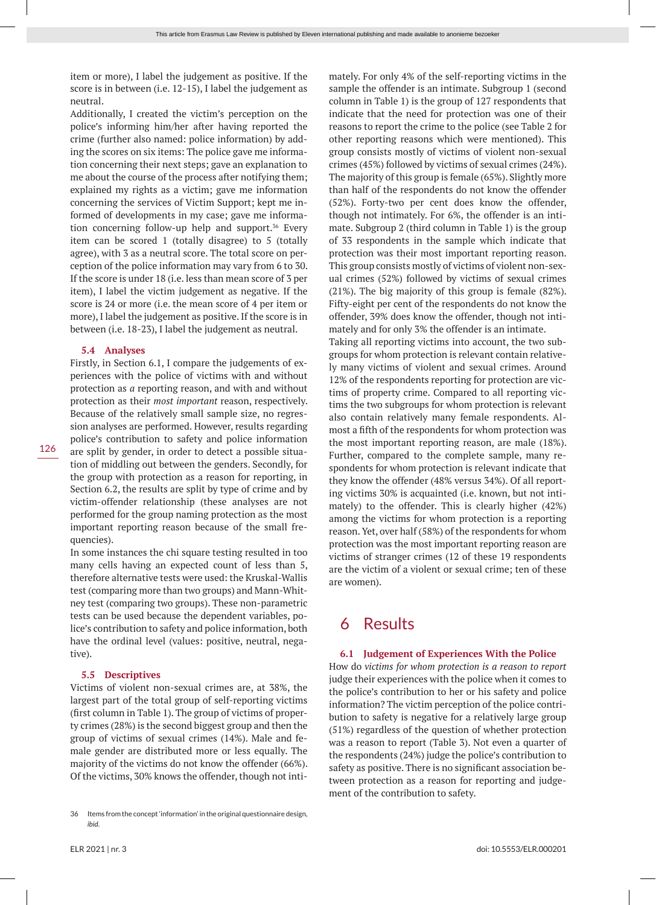item or more), I label the judgement as positive. If the score is in between (i.e. 12-15), I label the judgement as neutral.

Additionally, I created the victim's perception on the police's informing him/her after having reported the crime (further also named: police information) by adding the scores on six items: The police gave me information concerning their next steps; gave an explanation to me about the course of the process after notifying them; explained my rights as a victim; gave me information concerning the services of Victim Support; kept me informed of developments in my case; gave me information concerning follow-up help and support.[36] Every item can be scored 1 (totally disagree) to 5 (totally agree), with 3 as a neutral score. The total score on perception of the police information may vary from 6 to 30. If the score is under 18 (i.e. less than mean score of 3 per item), I label the victim judgement as negative. If the score is 24 or more (i.e. the mean score of 4 per item or more), I label the judgement as positive. If the score is in between (i.e. 18-23), I label the judgement as neutral.

### 5.4 Analyses

Firstly, in Section 6.1, I compare the judgements of experiences with the police of victims with and without protection as *a* reporting reason, and with and without protection as their *most important* reason, respectively. Because of the relatively small sample size, no regression analyses are performed. However, results regarding police's contribution to safety and police information are split by gender, in order to detect a possible situation of middling out between the genders. Secondly, for the group with protection as a reason for reporting, in Section 6.2, the results are split by type of crime and by victim-offender relationship (these analyses are not performed for the group naming protection as the most important reporting reason because of the small frequencies).

In some instances the chi square testing resulted in too many cells having an expected count of less than 5, therefore alternative tests were used: the Kruskal-Wallis test (comparing more than two groups) and Mann-Whitney test (comparing two groups). These non-parametric tests can be used because the dependent variables, police's contribution to safety and police information, both have the ordinal level (values: positive, neutral, negative).

### 5.5 Descriptives

Victims of violent non-sexual crimes are, at 38%, the largest part of the total group of self-reporting victims (first column in Table 1). The group of victims of property crimes (28%) is the second biggest group and then the group of victims of sexual crimes (14%). Male and female gender are distributed more or less equally. The majority of the victims do not know the offender (66%). Of the victims, 30% knows the offender, though not intimately. For only 4% of the self-reporting victims in the sample the offender is an intimate. Subgroup 1 (second column in Table 1) is the group of 127 respondents that indicate that the need for protection was one of their reasons to report the crime to the police (see Table 2 for other reporting reasons which were mentioned). This group consists mostly of victims of violent non-sexual crimes (45%) followed by victims of sexual crimes (24%). The majority of this group is female (65%). Slightly more than half of the respondents do not know the offender (52%). Forty-two per cent does know the offender, though not intimately. For 6%, the offender is an intimate. Subgroup 2 (third column in Table 1) is the group of 33 respondents in the sample which indicate that protection was their most important reporting reason. This group consists mostly of victims of violent non-sexual crimes (52%) followed by victims of sexual crimes (21%). The big majority of this group is female (82%). Fifty-eight per cent of the respondents do not know the offender, 39% does know the offender, though not intimately and for only 3% the offender is an intimate.

Taking all reporting victims into account, the two subgroups for whom protection is relevant contain relatively many victims of violent and sexual crimes. Around 12% of the respondents reporting for protection are victims of property crime. Compared to all reporting victims the two subgroups for whom protection is relevant also contain relatively many female respondents. Almost a fifth of the respondents for whom protection was the most important reporting reason, are male (18%). Further, compared to the complete sample, many respondents for whom protection is relevant indicate that they know the offender (48% versus 34%). Of all reporting victims 30% is acquainted (i.e. known, but not intimately) to the offender. This is clearly higher (42%) among the victims for whom protection is a reporting reason. Yet, over half (58%) of the respondents for whom protection was the most important reporting reason are victims of stranger crimes (12 of these 19 respondents are the victim of a violent or sexual crime; ten of these are women).

## 6 Results

### 6.1 Judgement of Experiences With the Police

How do *victims for whom protection is a reason to report* judge their experiences with the police when it comes to the police's contribution to her or his safety and police information? The victim perception of the police contribution to safety is negative for a relatively large group (51%) regardless of the question of whether protection was a reason to report (Table 3). Not even a quarter of the respondents (24%) judge the police's contribution to safety as positive. There is no significant association between protection as a reason for reporting and judgement of the contribution to safety.

36 Items from the concept 'information' in the original questionnaire design, *ibid.*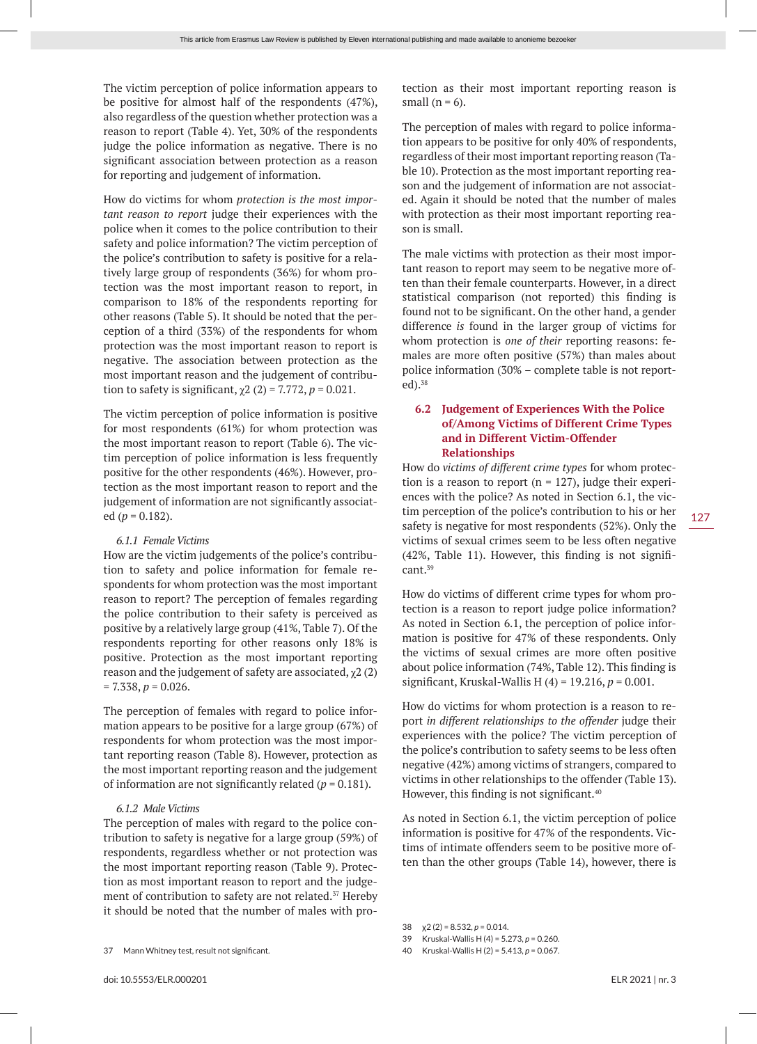The victim perception of police information appears to be positive for almost half of the respondents (47%), also regardless of the question whether protection was a reason to report (Table 4). Yet, 30% of the respondents judge the police information as negative. There is no significant association between protection as a reason for reporting and judgement of information.

How do victims for whom *protection is the most important reason to report* judge their experiences with the police when it comes to the police contribution to their safety and police information? The victim perception of the police's contribution to safety is positive for a relatively large group of respondents (36%) for whom protection was the most important reason to report, in comparison to 18% of the respondents reporting for other reasons (Table 5). It should be noted that the perception of a third (33%) of the respondents for whom protection was the most important reason to report is negative. The association between protection as the most important reason and the judgement of contribution to safety is significant, $\chi 2$ (2) = 7.772, $p$ = 0.021.

The victim perception of police information is positive for most respondents (61%) for whom protection was the most important reason to report (Table 6). The victim perception of police information is less frequently positive for the other respondents (46%). However, protection as the most important reason to report and the judgement of information are not significantly associated ($p$ = 0.182).

*6.1.1 Female Victims*

How are the victim judgements of the police's contribution to safety and police information for female respondents for whom protection was the most important reason to report? The perception of females regarding the police contribution to their safety is perceived as positive by a relatively large group (41%, Table 7). Of the respondents reporting for other reasons only 18% is positive. Protection as the most important reporting reason and the judgement of safety are associated, $\chi 2$ (2) = 7.338, $p$ = 0.026.

The perception of females with regard to police information appears to be positive for a large group (67%) of respondents for whom protection was the most important reporting reason (Table 8). However, protection as the most important reporting reason and the judgement of information are not significantly related ($p$ = 0.181).

*6.1.2 Male Victims*

The perception of males with regard to the police contribution to safety is negative for a large group (59%) of respondents, regardless whether or not protection was the most important reporting reason (Table 9). Protection as most important reason to report and the judgement of contribution to safety are not related.[37] Hereby it should be noted that the number of males with protection as their most important reporting reason is small (n = 6).

The perception of males with regard to police information appears to be positive for only 40% of respondents, regardless of their most important reporting reason (Table 10). Protection as the most important reporting reason and the judgement of information are not associated. Again it should be noted that the number of males with protection as their most important reporting reason is small.

The male victims with protection as their most important reason to report may seem to be negative more often than their female counterparts. However, in a direct statistical comparison (not reported) this finding is found not to be significant. On the other hand, a gender difference *is* found in the larger group of victims for whom protection is *one of their* reporting reasons: females are more often positive (57%) than males about police information (30% – complete table is not reported).[38]

### 6.2 Judgement of Experiences With the Police of/Among Victims of Different Crime Types and in Different Victim-Offender Relationships

How do *victims of different crime types* for whom protection is a reason to report (n = 127), judge their experiences with the police? As noted in Section 6.1, the victim perception of the police's contribution to his or her safety is negative for most respondents (52%). Only the victims of sexual crimes seem to be less often negative (42%, Table 11). However, this finding is not significant.[39]

How do victims of different crime types for whom protection is a reason to report judge police information? As noted in Section 6.1, the perception of police information is positive for 47% of these respondents. Only the victims of sexual crimes are more often positive about police information (74%, Table 12). This finding is significant, Kruskal-Wallis H (4) = 19.216, $p$ = 0.001.

How do victims for whom protection is a reason to report *in different relationships to the offender* judge their experiences with the police? The victim perception of the police's contribution to safety seems to be less often negative (42%) among victims of strangers, compared to victims in other relationships to the offender (Table 13). However, this finding is not significant.[40]

As noted in Section 6.1, the victim perception of police information is positive for 47% of the respondents. Victims of intimate offenders seem to be positive more often than the other groups (Table 14), however, there is

---

37 Mann Whitney test, result not significant.

38 $\chi 2$ (2) = 8.532, $p$ = 0.014.

39 Kruskal-Wallis H (4) = 5.273, $p$ = 0.260.

40 Kruskal-Wallis H (2) = 5.413, $p$ = 0.067.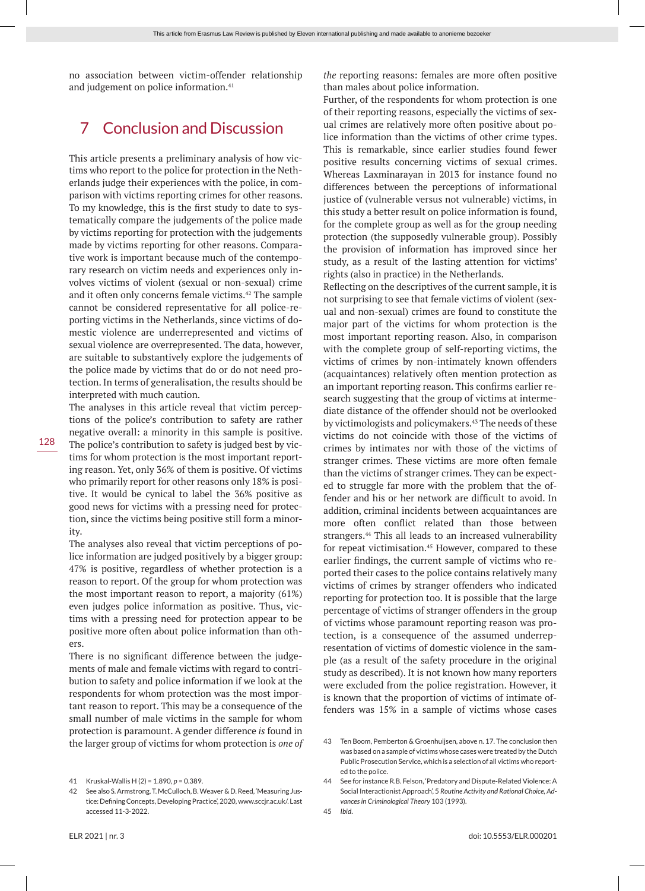no association between victim-offender relationship and judgement on police information.[41]

## 7 Conclusion and Discussion

This article presents a preliminary analysis of how victims who report to the police for protection in the Netherlands judge their experiences with the police, in comparison with victims reporting crimes for other reasons. To my knowledge, this is the first study to date to systematically compare the judgements of the police made by victims reporting for protection with the judgements made by victims reporting for other reasons. Comparative work is important because much of the contemporary research on victim needs and experiences only involves victims of violent (sexual or non-sexual) crime and it often only concerns female victims.[42] The sample cannot be considered representative for all police-reporting victims in the Netherlands, since victims of domestic violence are underrepresented and victims of sexual violence are overrepresented. The data, however, are suitable to substantively explore the judgements of the police made by victims that do or do not need protection. In terms of generalisation, the results should be interpreted with much caution.

The analyses in this article reveal that victim perceptions of the police's contribution to safety are rather negative overall: a minority in this sample is positive. The police's contribution to safety is judged best by victims for whom protection is the most important reporting reason. Yet, only 36% of them is positive. Of victims who primarily report for other reasons only 18% is positive. It would be cynical to label the 36% positive as good news for victims with a pressing need for protection, since the victims being positive still form a minority.

The analyses also reveal that victim perceptions of police information are judged positively by a bigger group: 47% is positive, regardless of whether protection is a reason to report. Of the group for whom protection was the most important reason to report, a majority (61%) even judges police information as positive. Thus, victims with a pressing need for protection appear to be positive more often about police information than others.

There is no significant difference between the judgements of male and female victims with regard to contribution to safety and police information if we look at the respondents for whom protection was the most important reason to report. This may be a consequence of the small number of male victims in the sample for whom protection is paramount. A gender difference *is* found in the larger group of victims for whom protection is *one of the* reporting reasons: females are more often positive than males about police information.

Further, of the respondents for whom protection is one of their reporting reasons, especially the victims of sexual crimes are relatively more often positive about police information than the victims of other crime types. This is remarkable, since earlier studies found fewer positive results concerning victims of sexual crimes. Whereas Laxminarayan in 2013 for instance found no differences between the perceptions of informational justice of (vulnerable versus not vulnerable) victims, in this study a better result on police information is found, for the complete group as well as for the group needing protection (the supposedly vulnerable group). Possibly the provision of information has improved since her study, as a result of the lasting attention for victims' rights (also in practice) in the Netherlands.

Reflecting on the descriptives of the current sample, it is not surprising to see that female victims of violent (sexual and non-sexual) crimes are found to constitute the major part of the victims for whom protection is the most important reporting reason. Also, in comparison with the complete group of self-reporting victims, the victims of crimes by non-intimately known offenders (acquaintances) relatively often mention protection as an important reporting reason. This confirms earlier research suggesting that the group of victims at intermediate distance of the offender should not be overlooked by victimologists and policymakers.[43] The needs of these victims do not coincide with those of the victims of crimes by intimates nor with those of the victims of stranger crimes. These victims are more often female than the victims of stranger crimes. They can be expected to struggle far more with the problem that the offender and his or her network are difficult to avoid. In addition, criminal incidents between acquaintances are more often conflict related than those between strangers.[44] This all leads to an increased vulnerability for repeat victimisation.[45] However, compared to these earlier findings, the current sample of victims who reported their cases to the police contains relatively many victims of crimes by stranger offenders who indicated reporting for protection too. It is possible that the large percentage of victims of stranger offenders in the group of victims whose paramount reporting reason was protection, is a consequence of the assumed underrepresentation of victims of domestic violence in the sample (as a result of the safety procedure in the original study as described). It is not known how many reporters were excluded from the police registration. However, it is known that the proportion of victims of intimate offenders was 15% in a sample of victims whose cases

---

41 Kruskal-Wallis H (2) = 1.890, *p* = 0.389.

42 See also S. Armstrong, T. McCulloch, B. Weaver & D. Reed, 'Measuring Justice: Defining Concepts, Developing Practice', 2020, www.sccjr.ac.uk/. Last accessed 11-3-2022.

43 Ten Boom, Pemberton & Groenhuijsen, above n. 17. The conclusion then was based on a sample of victims whose cases were treated by the Dutch Public Prosecution Service, which is a selection of all victims who reported to the police.

44 See for instance R.B. Felson, 'Predatory and Dispute-Related Violence: A Social Interactionist Approach', 5 *Routine Activity and Rational Choice, Advances in Criminological Theory* 103 (1993).

45 *Ibid.*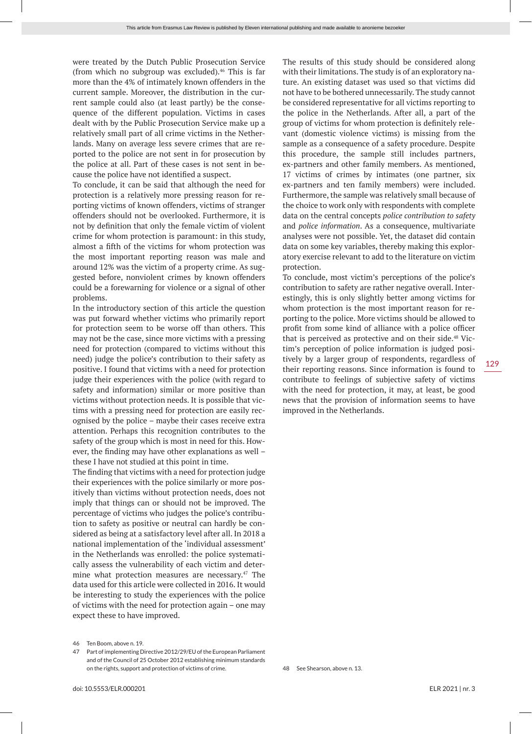were treated by the Dutch Public Prosecution Service (from which no subgroup was excluded).[46] This is far more than the 4% of intimately known offenders in the current sample. Moreover, the distribution in the current sample could also (at least partly) be the consequence of the different population. Victims in cases dealt with by the Public Prosecution Service make up a relatively small part of all crime victims in the Netherlands. Many on average less severe crimes that are reported to the police are not sent in for prosecution by the police at all. Part of these cases is not sent in because the police have not identified a suspect.

To conclude, it can be said that although the need for protection is a relatively more pressing reason for reporting victims of known offenders, victims of stranger offenders should not be overlooked. Furthermore, it is not by definition that only the female victim of violent crime for whom protection is paramount: in this study, almost a fifth of the victims for whom protection was the most important reporting reason was male and around 12% was the victim of a property crime. As suggested before, nonviolent crimes by known offenders could be a forewarning for violence or a signal of other problems.

In the introductory section of this article the question was put forward whether victims who primarily report for protection seem to be worse off than others. This may not be the case, since more victims with a pressing need for protection (compared to victims without this need) judge the police's contribution to their safety as positive. I found that victims with a need for protection judge their experiences with the police (with regard to safety and information) similar or more positive than victims without protection needs. It is possible that victims with a pressing need for protection are easily recognised by the police – maybe their cases receive extra attention. Perhaps this recognition contributes to the safety of the group which is most in need for this. However, the finding may have other explanations as well – these I have not studied at this point in time.

The finding that victims with a need for protection judge their experiences with the police similarly or more positively than victims without protection needs, does not imply that things can or should not be improved. The percentage of victims who judges the police's contribution to safety as positive or neutral can hardly be considered as being at a satisfactory level after all. In 2018 a national implementation of the 'individual assessment' in the Netherlands was enrolled: the police systematically assess the vulnerability of each victim and determine what protection measures are necessary.[47] The data used for this article were collected in 2016. It would be interesting to study the experiences with the police of victims with the need for protection again – one may expect these to have improved.

The results of this study should be considered along with their limitations. The study is of an exploratory nature. An existing dataset was used so that victims did not have to be bothered unnecessarily. The study cannot be considered representative for all victims reporting to the police in the Netherlands. After all, a part of the group of victims for whom protection is definitely relevant (domestic violence victims) is missing from the sample as a consequence of a safety procedure. Despite this procedure, the sample still includes partners, ex-partners and other family members. As mentioned, 17 victims of crimes by intimates (one partner, six ex-partners and ten family members) were included. Furthermore, the sample was relatively small because of the choice to work only with respondents with complete data on the central concepts *police contribution to safety* and *police information*. As a consequence, multivariate analyses were not possible. Yet, the dataset did contain data on some key variables, thereby making this exploratory exercise relevant to add to the literature on victim protection.

To conclude, most victim's perceptions of the police's contribution to safety are rather negative overall. Interestingly, this is only slightly better among victims for whom protection is the most important reason for reporting to the police. More victims should be allowed to profit from some kind of alliance with a police officer that is perceived as protective and on their side.[48] Victim's perception of police information is judged positively by a larger group of respondents, regardless of their reporting reasons. Since information is found to contribute to feelings of subjective safety of victims with the need for protection, it may, at least, be good news that the provision of information seems to have improved in the Netherlands.

46 Ten Boom, above n. 19.

47 Part of implementing Directive 2012/29/EU of the European Parliament and of the Council of 25 October 2012 establishing minimum standards on the rights, support and protection of victims of crime.

48 See Shearson, above n. 13.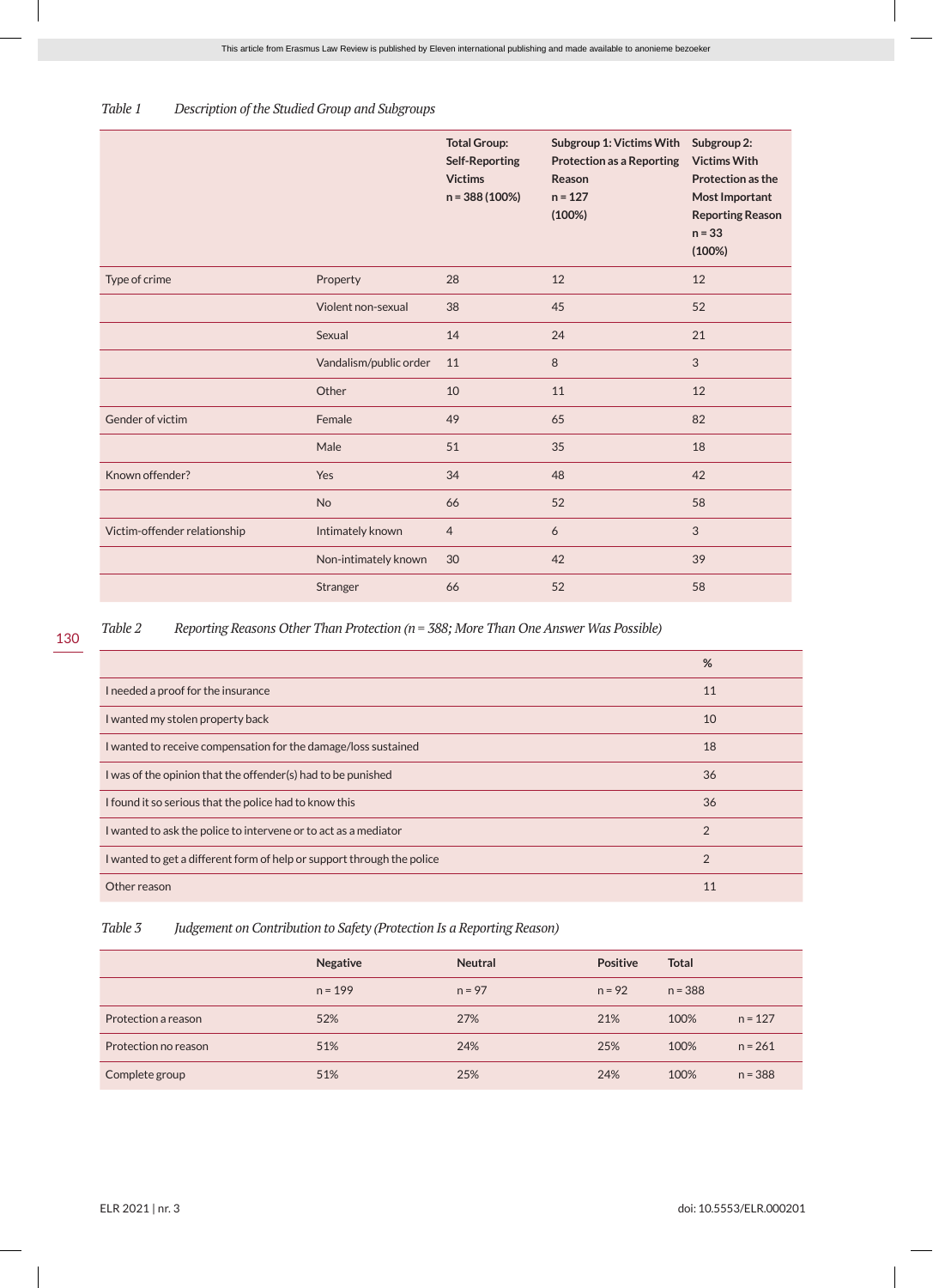*Table 1 Description of the Studied Group and Subgroups*

| | | Total Group: Self-Reporting Victims n = 388 (100%) | Subgroup 1: Victims With Protection as a Reporting Reason n = 127 (100%) | Subgroup 2: Victims With Protection as the Most Important Reporting Reason n = 33 (100%) |
|---|---|---|---|---|
| Type of crime | Property | 28 | 12 | 12 |
| | Violent non-sexual | 38 | 45 | 52 |
| | Sexual | 14 | 24 | 21 |
| | Vandalism/public order | 11 | 8 | 3 |
| | Other | 10 | 11 | 12 |
| Gender of victim | Female | 49 | 65 | 82 |
| | Male | 51 | 35 | 18 |
| Known offender? | Yes | 34 | 48 | 42 |
| | No | 66 | 52 | 58 |
| Victim-offender relationship | Intimately known | 4 | 6 | 3 |
| | Non-intimately known | 30 | 42 | 39 |
| | Stranger | 66 | 52 | 58 |

*Table 2 Reporting Reasons Other Than Protection (n = 388; More Than One Answer Was Possible)*

| | % |
|---|---|
| I needed a proof for the insurance | 11 |
| I wanted my stolen property back | 10 |
| I wanted to receive compensation for the damage/loss sustained | 18 |
| I was of the opinion that the offender(s) had to be punished | 36 |
| I found it so serious that the police had to know this | 36 |
| I wanted to ask the police to intervene or to act as a mediator | 2 |
| I wanted to get a different form of help or support through the police | 2 |
| Other reason | 11 |

*Table 3 Judgement on Contribution to Safety (Protection Is a Reporting Reason)*

| | Negative | Neutral | Positive | Total | |
|---|---|---|---|---|---|
| | n = 199 | n = 97 | n = 92 | n = 388 | |
| Protection a reason | 52% | 27% | 21% | 100% | n = 127 |
| Protection no reason | 51% | 24% | 25% | 100% | n = 261 |
| Complete group | 51% | 25% | 24% | 100% | n = 388 |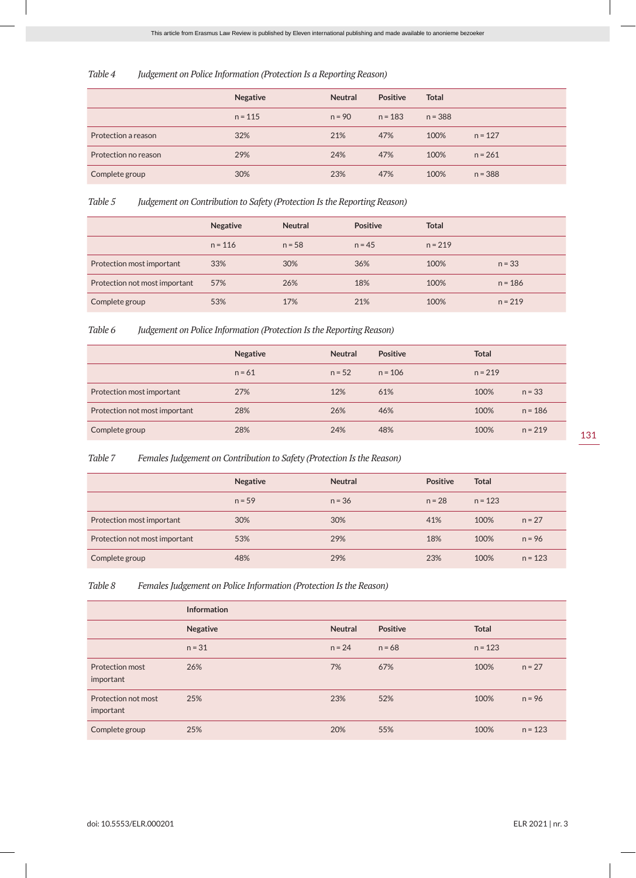*Table 4 Judgement on Police Information (Protection Is a Reporting Reason)*

| | Negative | Neutral | Positive | Total | |
|---|---|---|---|---|---|
| | n = 115 | n = 90 | n = 183 | n = 388 | |
| Protection a reason | 32% | 21% | 47% | 100% | n = 127 |
| Protection no reason | 29% | 24% | 47% | 100% | n = 261 |
| Complete group | 30% | 23% | 47% | 100% | n = 388 |

*Table 5 Judgement on Contribution to Safety (Protection Is the Reporting Reason)*

| | Negative | Neutral | Positive | Total | |
|---|---|---|---|---|---|
| | n = 116 | n = 58 | n = 45 | n = 219 | |
| Protection most important | 33% | 30% | 36% | 100% | n = 33 |
| Protection not most important | 57% | 26% | 18% | 100% | n = 186 |
| Complete group | 53% | 17% | 21% | 100% | n = 219 |

*Table 6 Judgement on Police Information (Protection Is the Reporting Reason)*

| | Negative | Neutral | Positive | Total | |
|---|---|---|---|---|---|
| | n = 61 | n = 52 | n = 106 | n = 219 | |
| Protection most important | 27% | 12% | 61% | 100% | n = 33 |
| Protection not most important | 28% | 26% | 46% | 100% | n = 186 |
| Complete group | 28% | 24% | 48% | 100% | n = 219 |

*Table 7 Females Judgement on Contribution to Safety (Protection Is the Reason)*

| | Negative | Neutral | Positive | Total | |
|---|---|---|---|---|---|
| | n = 59 | n = 36 | n = 28 | n = 123 | |
| Protection most important | 30% | 30% | 41% | 100% | n = 27 |
| Protection not most important | 53% | 29% | 18% | 100% | n = 96 |
| Complete group | 48% | 29% | 23% | 100% | n = 123 |

*Table 8 Females Judgement on Police Information (Protection Is the Reason)*

| | Information | | | | |
|---|---|---|---|---|---|
| | Negative | Neutral | Positive | Total | |
| | n = 31 | n = 24 | n = 68 | n = 123 | |
| Protection most important | 26% | 7% | 67% | 100% | n = 27 |
| Protection not most important | 25% | 23% | 52% | 100% | n = 96 |
| Complete group | 25% | 20% | 55% | 100% | n = 123 |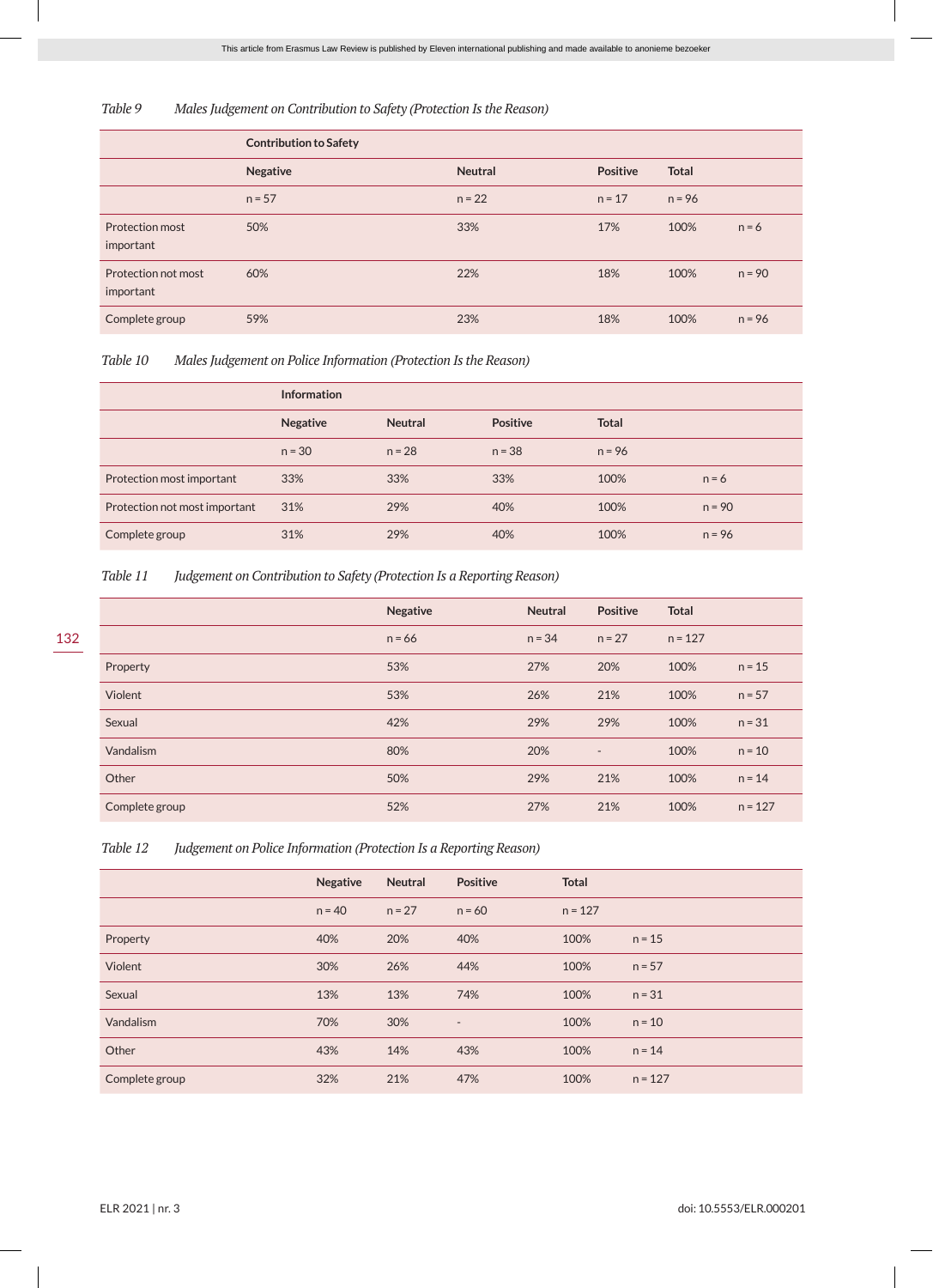*Table 9 Males Judgement on Contribution to Safety (Protection Is the Reason)*

| | Contribution to Safety | | | | |
|---|---|---|---|---|---|
| | **Negative** | **Neutral** | **Positive** | **Total** | |
| | n = 57 | n = 22 | n = 17 | n = 96 | |
| Protection most important | 50% | 33% | 17% | 100% | n = 6 |
| Protection not most important | 60% | 22% | 18% | 100% | n = 90 |
| Complete group | 59% | 23% | 18% | 100% | n = 96 |

*Table 10 Males Judgement on Police Information (Protection Is the Reason)*

| | Information | | | | |
|---|---|---|---|---|---|
| | **Negative** | **Neutral** | **Positive** | **Total** | |
| | n = 30 | n = 28 | n = 38 | n = 96 | |
| Protection most important | 33% | 33% | 33% | 100% | n = 6 |
| Protection not most important | 31% | 29% | 40% | 100% | n = 90 |
| Complete group | 31% | 29% | 40% | 100% | n = 96 |

*Table 11 Judgement on Contribution to Safety (Protection Is a Reporting Reason)*

| | **Negative** | **Neutral** | **Positive** | **Total** | |
|---|---|---|---|---|---|
| | n = 66 | n = 34 | n = 27 | n = 127 | |
| Property | 53% | 27% | 20% | 100% | n = 15 |
| Violent | 53% | 26% | 21% | 100% | n = 57 |
| Sexual | 42% | 29% | 29% | 100% | n = 31 |
| Vandalism | 80% | 20% | - | 100% | n = 10 |
| Other | 50% | 29% | 21% | 100% | n = 14 |
| Complete group | 52% | 27% | 21% | 100% | n = 127 |

*Table 12 Judgement on Police Information (Protection Is a Reporting Reason)*

| | **Negative** | **Neutral** | **Positive** | **Total** | |
|---|---|---|---|---|---|
| | n = 40 | n = 27 | n = 60 | n = 127 | |
| Property | 40% | 20% | 40% | 100% | n = 15 |
| Violent | 30% | 26% | 44% | 100% | n = 57 |
| Sexual | 13% | 13% | 74% | 100% | n = 31 |
| Vandalism | 70% | 30% | - | 100% | n = 10 |
| Other | 43% | 14% | 43% | 100% | n = 14 |
| Complete group | 32% | 21% | 47% | 100% | n = 127 |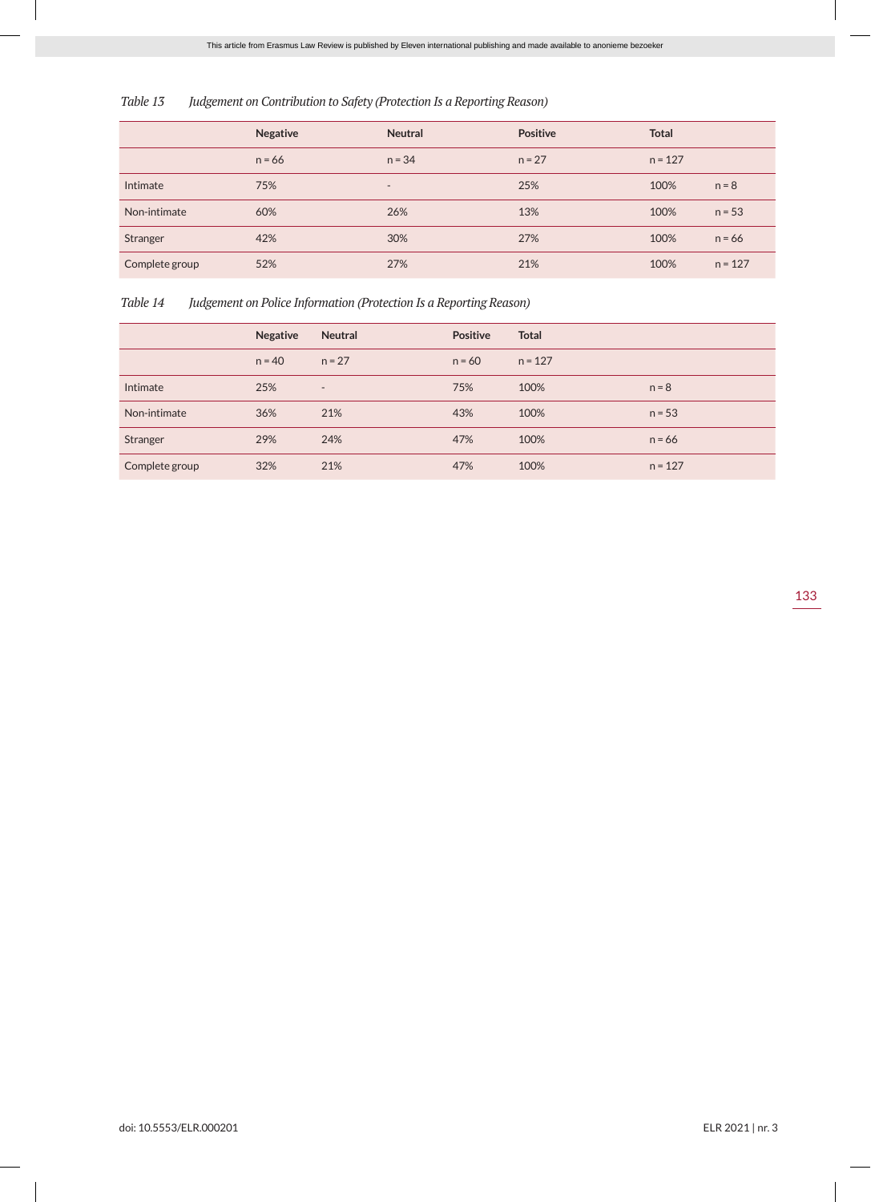*Table 13 Judgement on Contribution to Safety (Protection Is a Reporting Reason)*

| | Negative | Neutral | Positive | Total | |
|---|---|---|---|---|---|
| | n = 66 | n = 34 | n = 27 | n = 127 | |
| Intimate | 75% | - | 25% | 100% | n = 8 |
| Non-intimate | 60% | 26% | 13% | 100% | n = 53 |
| Stranger | 42% | 30% | 27% | 100% | n = 66 |
| Complete group | 52% | 27% | 21% | 100% | n = 127 |

*Table 14 Judgement on Police Information (Protection Is a Reporting Reason)*

| | Negative | Neutral | Positive | Total | |
|---|---|---|---|---|---|
| | n = 40 | n = 27 | n = 60 | n = 127 | |
| Intimate | 25% | - | 75% | 100% | n = 8 |
| Non-intimate | 36% | 21% | 43% | 100% | n = 53 |
| Stranger | 29% | 24% | 47% | 100% | n = 66 |
| Complete group | 32% | 21% | 47% | 100% | n = 127 |